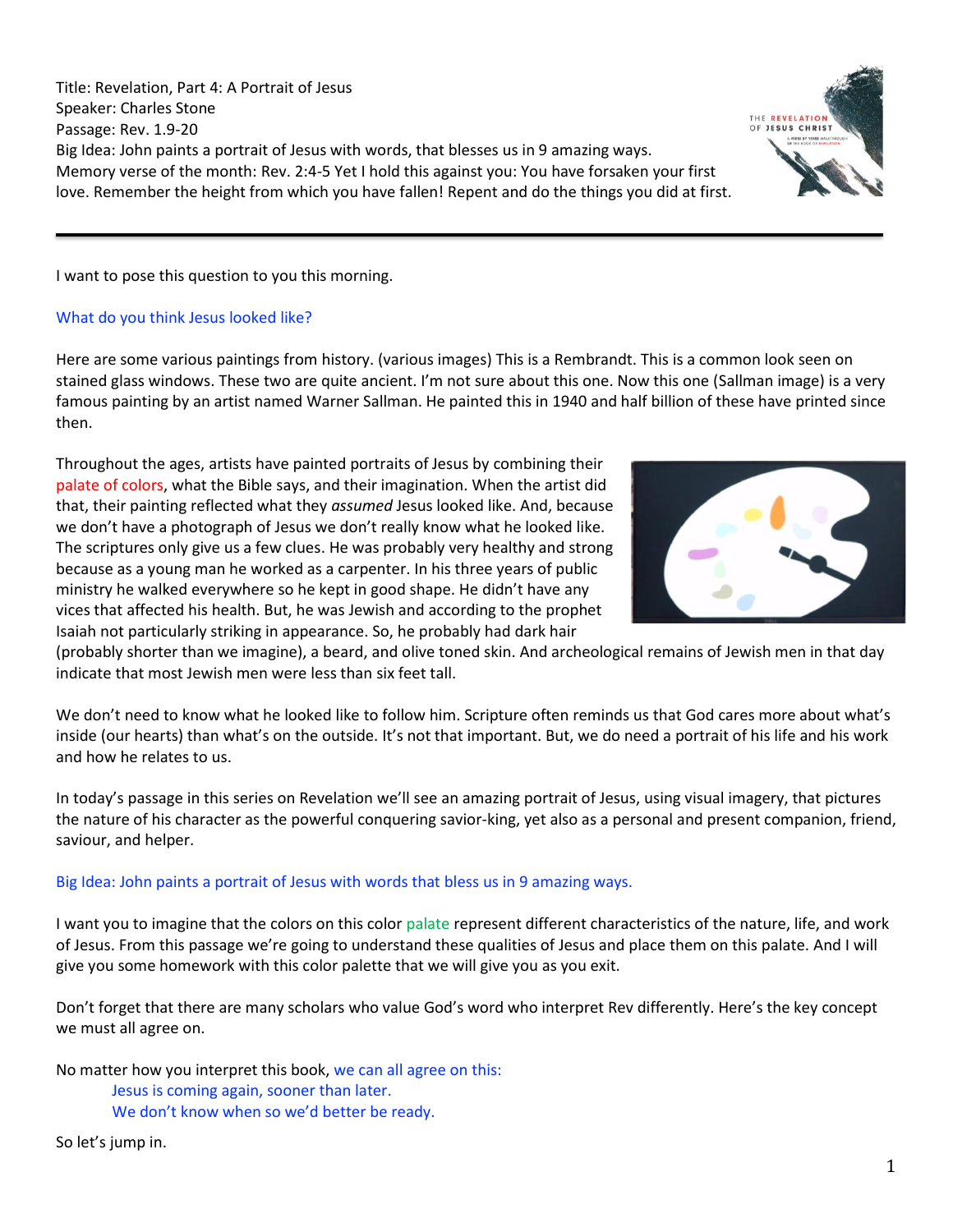Title: Revelation, Part 4: A Portrait of Jesus
Speaker: Charles Stone
Passage: Rev. 1.9-20
Big Idea: John paints a portrait of Jesus with words, that blesses us in 9 amazing ways.
Memory verse of the month: Rev. 2:4-5 Yet I hold this against you: You have forsaken your first love. Remember the height from which you have fallen! Repent and do the things you did at first.

---

I want to pose this question to you this morning.

What do you think Jesus looked like?

Here are some various paintings from history. (various images) This is a Rembrandt. This is a common look seen on stained glass windows. These two are quite ancient. I'm not sure about this one. Now this one (Sallman image) is a very famous painting by an artist named Warner Sallman. He painted this in 1940 and half billion of these have printed since then.

Throughout the ages, artists have painted portraits of Jesus by combining their palate of colors, what the Bible says, and their imagination. When the artist did that, their painting reflected what they *assumed* Jesus looked like. And, because we don't have a photograph of Jesus we don't really know what he looked like. The scriptures only give us a few clues. He was probably very healthy and strong because as a young man he worked as a carpenter. In his three years of public ministry he walked everywhere so he kept in good shape. He didn't have any vices that affected his health. But, he was Jewish and according to the prophet Isaiah not particularly striking in appearance. So, he probably had dark hair (probably shorter than we imagine), a beard, and olive toned skin. And archeological remains of Jewish men in that day indicate that most Jewish men were less than six feet tall.

We don't need to know what he looked like to follow him. Scripture often reminds us that God cares more about what's inside (our hearts) than what's on the outside. It's not that important. But, we do need a portrait of his life and his work and how he relates to us.

In today's passage in this series on Revelation we'll see an amazing portrait of Jesus, using visual imagery, that pictures the nature of his character as the powerful conquering savior-king, yet also as a personal and present companion, friend, saviour, and helper.

Big Idea: John paints a portrait of Jesus with words that bless us in 9 amazing ways.

I want you to imagine that the colors on this color palate represent different characteristics of the nature, life, and work of Jesus. From this passage we're going to understand these qualities of Jesus and place them on this palate. And I will give you some homework with this color palette that we will give you as you exit.

Don't forget that there are many scholars who value God's word who interpret Rev differently. Here's the key concept we must all agree on.

No matter how you interpret this book, we can all agree on this:

> Jesus is coming again, sooner than later.
> We don't know when so we'd better be ready.

So let's jump in.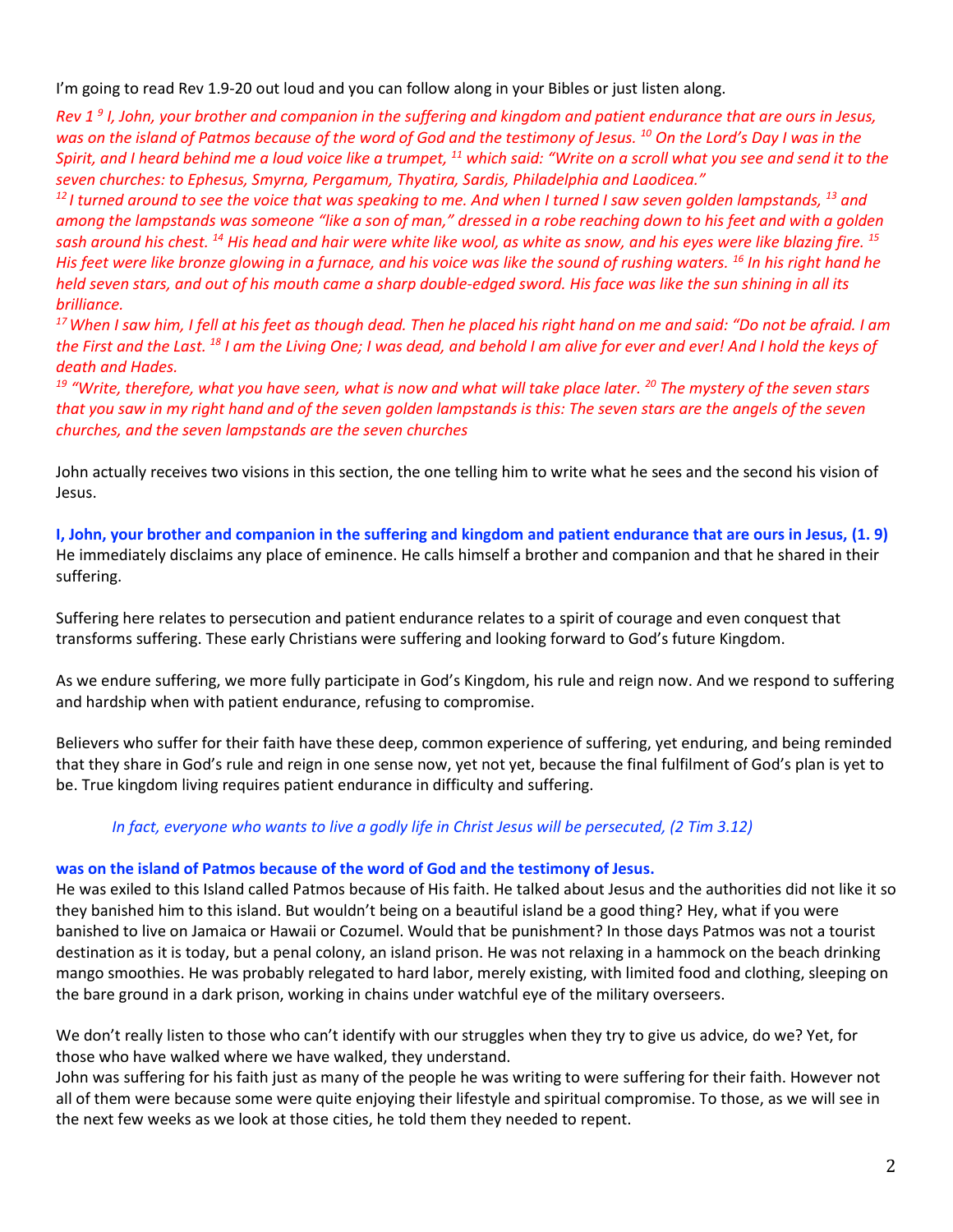I'm going to read Rev 1.9-20 out loud and you can follow along in your Bibles or just listen along.

*Rev 1 [9] I, John, your brother and companion in the suffering and kingdom and patient endurance that are ours in Jesus, was on the island of Patmos because of the word of God and the testimony of Jesus. [10] On the Lord's Day I was in the Spirit, and I heard behind me a loud voice like a trumpet, [11] which said: "Write on a scroll what you see and send it to the seven churches: to Ephesus, Smyrna, Pergamum, Thyatira, Sardis, Philadelphia and Laodicea."*

*[12] I turned around to see the voice that was speaking to me. And when I turned I saw seven golden lampstands, [13] and among the lampstands was someone "like a son of man," dressed in a robe reaching down to his feet and with a golden sash around his chest. [14] His head and hair were white like wool, as white as snow, and his eyes were like blazing fire. [15] His feet were like bronze glowing in a furnace, and his voice was like the sound of rushing waters. [16] In his right hand he held seven stars, and out of his mouth came a sharp double-edged sword. His face was like the sun shining in all its brilliance.*

*[17] When I saw him, I fell at his feet as though dead. Then he placed his right hand on me and said: "Do not be afraid. I am the First and the Last. [18] I am the Living One; I was dead, and behold I am alive for ever and ever! And I hold the keys of death and Hades.*

*[19] "Write, therefore, what you have seen, what is now and what will take place later. [20] The mystery of the seven stars that you saw in my right hand and of the seven golden lampstands is this: The seven stars are the angels of the seven churches, and the seven lampstands are the seven churches*

John actually receives two visions in this section, the one telling him to write what he sees and the second his vision of Jesus.

**I, John, your brother and companion in the suffering and kingdom and patient endurance that are ours in Jesus, (1. 9)**
He immediately disclaims any place of eminence. He calls himself a brother and companion and that he shared in their suffering.

Suffering here relates to persecution and patient endurance relates to a spirit of courage and even conquest that transforms suffering. These early Christians were suffering and looking forward to God's future Kingdom.

As we endure suffering, we more fully participate in God's Kingdom, his rule and reign now. And we respond to suffering and hardship when with patient endurance, refusing to compromise.

Believers who suffer for their faith have these deep, common experience of suffering, yet enduring, and being reminded that they share in God's rule and reign in one sense now, yet not yet, because the final fulfilment of God's plan is yet to be. True kingdom living requires patient endurance in difficulty and suffering.

> *In fact, everyone who wants to live a godly life in Christ Jesus will be persecuted, (2 Tim 3.12)*

**was on the island of Patmos because of the word of God and the testimony of Jesus.**
He was exiled to this Island called Patmos because of His faith. He talked about Jesus and the authorities did not like it so they banished him to this island. But wouldn't being on a beautiful island be a good thing? Hey, what if you were banished to live on Jamaica or Hawaii or Cozumel. Would that be punishment? In those days Patmos was not a tourist destination as it is today, but a penal colony, an island prison. He was not relaxing in a hammock on the beach drinking mango smoothies. He was probably relegated to hard labor, merely existing, with limited food and clothing, sleeping on the bare ground in a dark prison, working in chains under watchful eye of the military overseers.

We don't really listen to those who can't identify with our struggles when they try to give us advice, do we? Yet, for those who have walked where we have walked, they understand.
John was suffering for his faith just as many of the people he was writing to were suffering for their faith. However not all of them were because some were quite enjoying their lifestyle and spiritual compromise. To those, as we will see in the next few weeks as we look at those cities, he told them they needed to repent.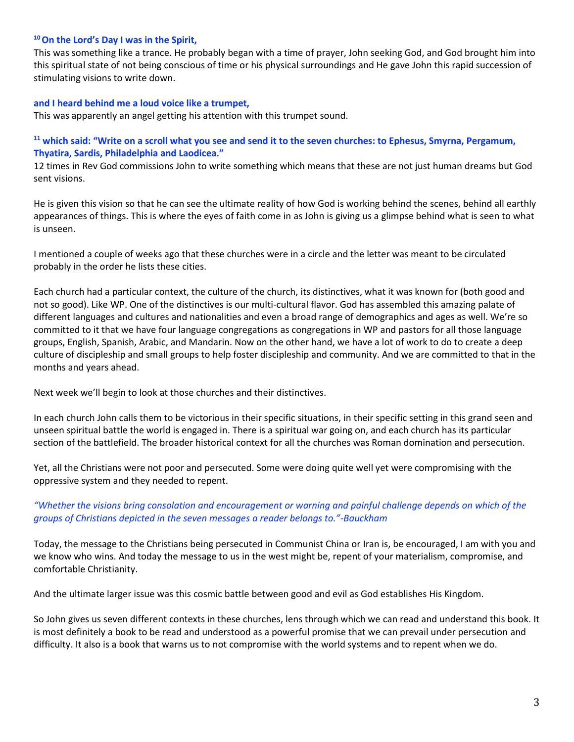**[10] On the Lord's Day I was in the Spirit,**

This was something like a trance. He probably began with a time of prayer, John seeking God, and God brought him into this spiritual state of not being conscious of time or his physical surroundings and He gave John this rapid succession of stimulating visions to write down.

**and I heard behind me a loud voice like a trumpet,**

This was apparently an angel getting his attention with this trumpet sound.

**[11] which said: "Write on a scroll what you see and send it to the seven churches: to Ephesus, Smyrna, Pergamum, Thyatira, Sardis, Philadelphia and Laodicea."**

12 times in Rev God commissions John to write something which means that these are not just human dreams but God sent visions.

He is given this vision so that he can see the ultimate reality of how God is working behind the scenes, behind all earthly appearances of things. This is where the eyes of faith come in as John is giving us a glimpse behind what is seen to what is unseen.

I mentioned a couple of weeks ago that these churches were in a circle and the letter was meant to be circulated probably in the order he lists these cities.

Each church had a particular context, the culture of the church, its distinctives, what it was known for (both good and not so good). Like WP. One of the distinctives is our multi-cultural flavor. God has assembled this amazing palate of different languages and cultures and nationalities and even a broad range of demographics and ages as well. We're so committed to it that we have four language congregations as congregations in WP and pastors for all those language groups, English, Spanish, Arabic, and Mandarin. Now on the other hand, we have a lot of work to do to create a deep culture of discipleship and small groups to help foster discipleship and community. And we are committed to that in the months and years ahead.

Next week we'll begin to look at those churches and their distinctives.

In each church John calls them to be victorious in their specific situations, in their specific setting in this grand seen and unseen spiritual battle the world is engaged in. There is a spiritual war going on, and each church has its particular section of the battlefield. The broader historical context for all the churches was Roman domination and persecution.

Yet, all the Christians were not poor and persecuted. Some were doing quite well yet were compromising with the oppressive system and they needed to repent.

*"Whether the visions bring consolation and encouragement or warning and painful challenge depends on which of the groups of Christians depicted in the seven messages a reader belongs to."-Bauckham*

Today, the message to the Christians being persecuted in Communist China or Iran is, be encouraged, I am with you and we know who wins. And today the message to us in the west might be, repent of your materialism, compromise, and comfortable Christianity.

And the ultimate larger issue was this cosmic battle between good and evil as God establishes His Kingdom.

So John gives us seven different contexts in these churches, lens through which we can read and understand this book. It is most definitely a book to be read and understood as a powerful promise that we can prevail under persecution and difficulty. It also is a book that warns us to not compromise with the world systems and to repent when we do.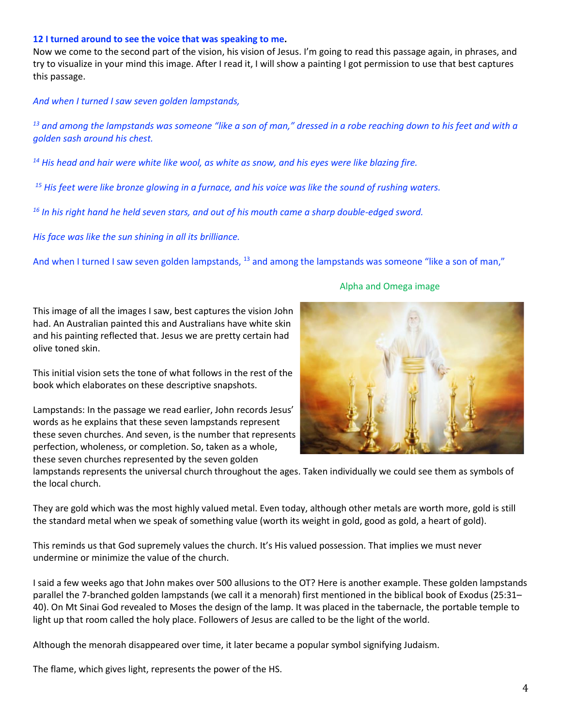**12 I turned around to see the voice that was speaking to me.**
Now we come to the second part of the vision, his vision of Jesus. I'm going to read this passage again, in phrases, and try to visualize in your mind this image. After I read it, I will show a painting I got permission to use that best captures this passage.

*And when I turned I saw seven golden lampstands,*

*[13] and among the lampstands was someone "like a son of man," dressed in a robe reaching down to his feet and with a golden sash around his chest.*

*[14] His head and hair were white like wool, as white as snow, and his eyes were like blazing fire.*

*[15] His feet were like bronze glowing in a furnace, and his voice was like the sound of rushing waters.*

*[16] In his right hand he held seven stars, and out of his mouth came a sharp double-edged sword.*

*His face was like the sun shining in all its brilliance.*

And when I turned I saw seven golden lampstands, [13] and among the lampstands was someone "like a son of man,"

Alpha and Omega image

This image of all the images I saw, best captures the vision John had. An Australian painted this and Australians have white skin and his painting reflected that. Jesus we are pretty certain had olive toned skin.

This initial vision sets the tone of what follows in the rest of the book which elaborates on these descriptive snapshots.

Lampstands: In the passage we read earlier, John records Jesus' words as he explains that these seven lampstands represent these seven churches. And seven, is the number that represents perfection, wholeness, or completion. So, taken as a whole, these seven churches represented by the seven golden lampstands represents the universal church throughout the ages. Taken individually we could see them as symbols of the local church.

They are gold which was the most highly valued metal. Even today, although other metals are worth more, gold is still the standard metal when we speak of something value (worth its weight in gold, good as gold, a heart of gold).

This reminds us that God supremely values the church. It's His valued possession. That implies we must never undermine or minimize the value of the church.

I said a few weeks ago that John makes over 500 allusions to the OT? Here is another example. These golden lampstands parallel the 7-branched golden lampstands (we call it a menorah) first mentioned in the biblical book of Exodus (25:31–40). On Mt Sinai God revealed to Moses the design of the lamp. It was placed in the tabernacle, the portable temple to light up that room called the holy place. Followers of Jesus are called to be the light of the world.

Although the menorah disappeared over time, it later became a popular symbol signifying Judaism.

The flame, which gives light, represents the power of the HS.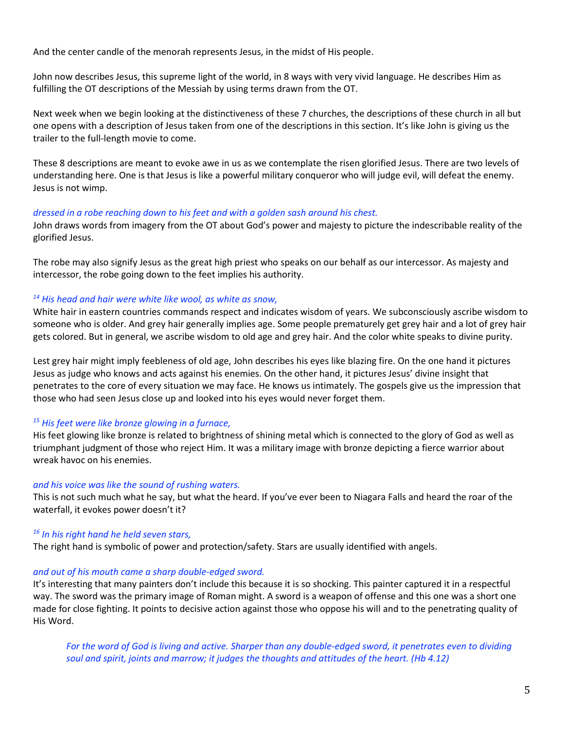And the center candle of the menorah represents Jesus, in the midst of His people.

John now describes Jesus, this supreme light of the world, in 8 ways with very vivid language. He describes Him as fulfilling the OT descriptions of the Messiah by using terms drawn from the OT.

Next week when we begin looking at the distinctiveness of these 7 churches, the descriptions of these church in all but one opens with a description of Jesus taken from one of the descriptions in this section. It's like John is giving us the trailer to the full-length movie to come.

These 8 descriptions are meant to evoke awe in us as we contemplate the risen glorified Jesus. There are two levels of understanding here. One is that Jesus is like a powerful military conqueror who will judge evil, will defeat the enemy. Jesus is not wimp.

*dressed in a robe reaching down to his feet and with a golden sash around his chest.*
John draws words from imagery from the OT about God's power and majesty to picture the indescribable reality of the glorified Jesus.

The robe may also signify Jesus as the great high priest who speaks on our behalf as our intercessor. As majesty and intercessor, the robe going down to the feet implies his authority.

*[14] His head and hair were white like wool, as white as snow,*
White hair in eastern countries commands respect and indicates wisdom of years. We subconsciously ascribe wisdom to someone who is older. And grey hair generally implies age. Some people prematurely get grey hair and a lot of grey hair gets colored. But in general, we ascribe wisdom to old age and grey hair. And the color white speaks to divine purity.

Lest grey hair might imply feebleness of old age, John describes his eyes like blazing fire. On the one hand it pictures Jesus as judge who knows and acts against his enemies. On the other hand, it pictures Jesus' divine insight that penetrates to the core of every situation we may face. He knows us intimately. The gospels give us the impression that those who had seen Jesus close up and looked into his eyes would never forget them.

*[15] His feet were like bronze glowing in a furnace,*
His feet glowing like bronze is related to brightness of shining metal which is connected to the glory of God as well as triumphant judgment of those who reject Him. It was a military image with bronze depicting a fierce warrior about wreak havoc on his enemies.

*and his voice was like the sound of rushing waters.*
This is not such much what he say, but what the heard. If you've ever been to Niagara Falls and heard the roar of the waterfall, it evokes power doesn't it?

*[16] In his right hand he held seven stars,*
The right hand is symbolic of power and protection/safety. Stars are usually identified with angels.

*and out of his mouth came a sharp double-edged sword.*
It's interesting that many painters don't include this because it is so shocking. This painter captured it in a respectful way. The sword was the primary image of Roman might. A sword is a weapon of offense and this one was a short one made for close fighting. It points to decisive action against those who oppose his will and to the penetrating quality of His Word.

> *For the word of God is living and active. Sharper than any double-edged sword, it penetrates even to dividing soul and spirit, joints and marrow; it judges the thoughts and attitudes of the heart. (Hb 4.12)*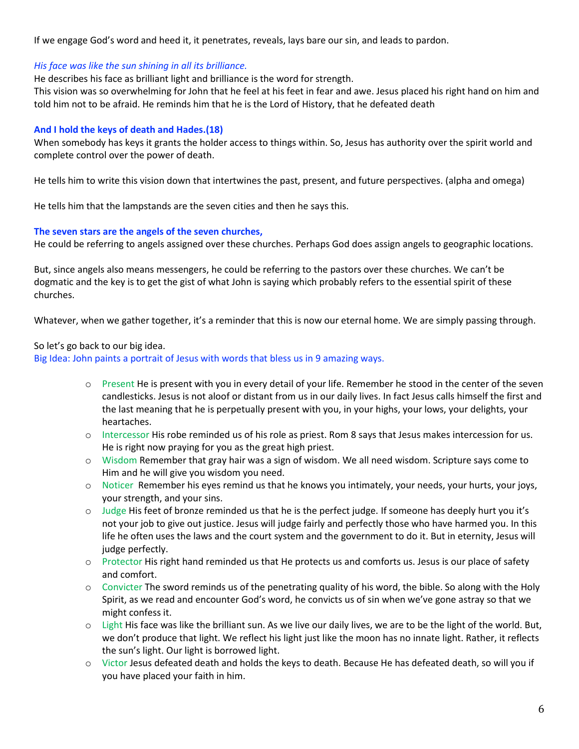If we engage God's word and heed it, it penetrates, reveals, lays bare our sin, and leads to pardon.

*His face was like the sun shining in all its brilliance.*

He describes his face as brilliant light and brilliance is the word for strength.

This vision was so overwhelming for John that he feel at his feet in fear and awe. Jesus placed his right hand on him and told him not to be afraid. He reminds him that he is the Lord of History, that he defeated death

**And I hold the keys of death and Hades.(18)**

When somebody has keys it grants the holder access to things within. So, Jesus has authority over the spirit world and complete control over the power of death.

He tells him to write this vision down that intertwines the past, present, and future perspectives. (alpha and omega)

He tells him that the lampstands are the seven cities and then he says this.

**The seven stars are the angels of the seven churches,**

He could be referring to angels assigned over these churches. Perhaps God does assign angels to geographic locations.

But, since angels also means messengers, he could be referring to the pastors over these churches. We can't be dogmatic and the key is to get the gist of what John is saying which probably refers to the essential spirit of these churches.

Whatever, when we gather together, it's a reminder that this is now our eternal home. We are simply passing through.

So let's go back to our big idea.

Big Idea: John paints a portrait of Jesus with words that bless us in 9 amazing ways.

- Present He is present with you in every detail of your life. Remember he stood in the center of the seven candlesticks. Jesus is not aloof or distant from us in our daily lives. In fact Jesus calls himself the first and the last meaning that he is perpetually present with you, in your highs, your lows, your delights, your heartaches.
- Intercessor His robe reminded us of his role as priest. Rom 8 says that Jesus makes intercession for us. He is right now praying for you as the great high priest.
- Wisdom Remember that gray hair was a sign of wisdom. We all need wisdom. Scripture says come to Him and he will give you wisdom you need.
- Noticer Remember his eyes remind us that he knows you intimately, your needs, your hurts, your joys, your strength, and your sins.
- Judge His feet of bronze reminded us that he is the perfect judge. If someone has deeply hurt you it's not your job to give out justice. Jesus will judge fairly and perfectly those who have harmed you. In this life he often uses the laws and the court system and the government to do it. But in eternity, Jesus will judge perfectly.
- Protector His right hand reminded us that He protects us and comforts us. Jesus is our place of safety and comfort.
- Convicter The sword reminds us of the penetrating quality of his word, the bible. So along with the Holy Spirit, as we read and encounter God's word, he convicts us of sin when we've gone astray so that we might confess it.
- Light His face was like the brilliant sun. As we live our daily lives, we are to be the light of the world. But, we don't produce that light. We reflect his light just like the moon has no innate light. Rather, it reflects the sun's light. Our light is borrowed light.
- Victor Jesus defeated death and holds the keys to death. Because He has defeated death, so will you if you have placed your faith in him.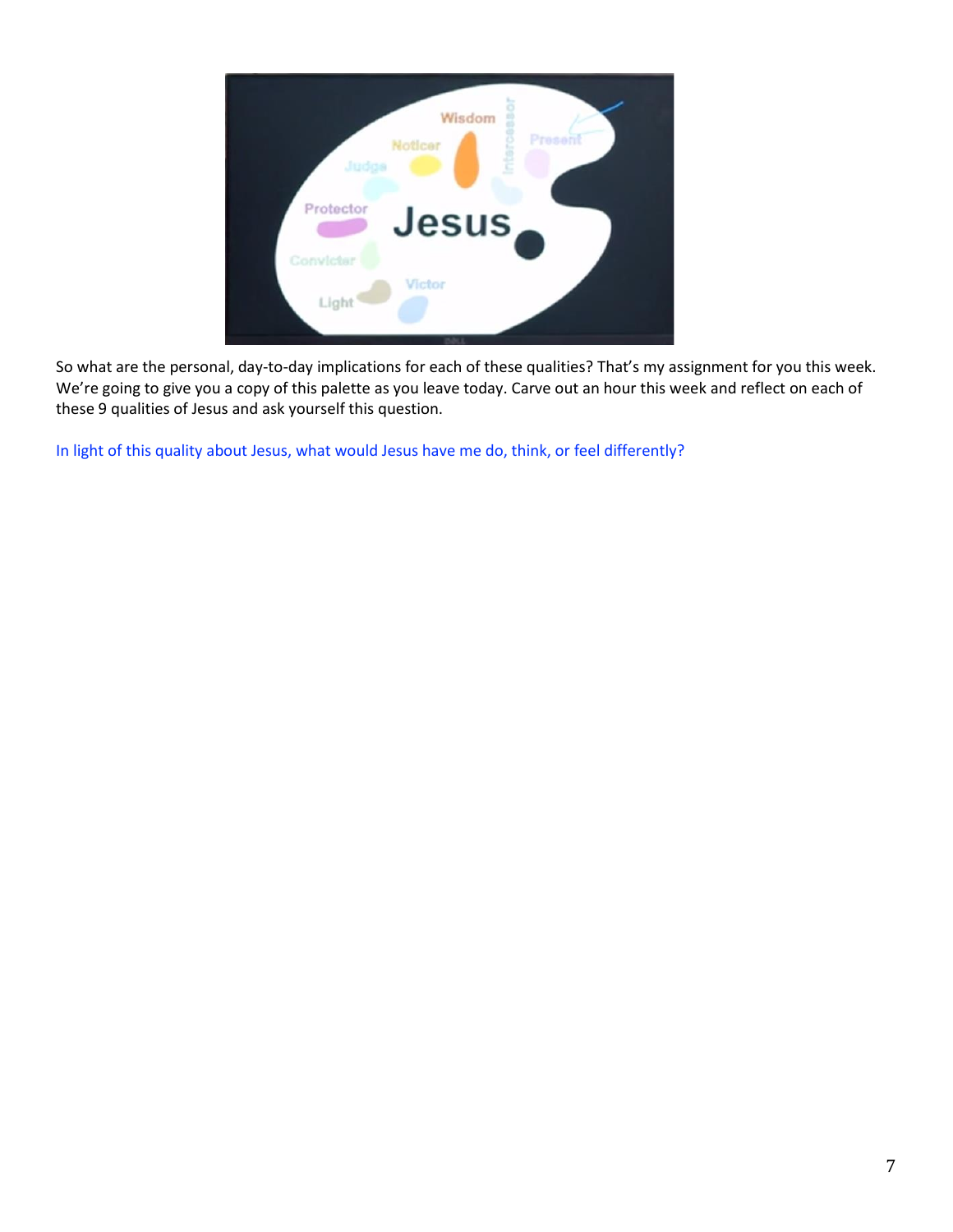So what are the personal, day-to-day implications for each of these qualities? That's my assignment for you this week. We're going to give you a copy of this palette as you leave today. Carve out an hour this week and reflect on each of these 9 qualities of Jesus and ask yourself this question.

In light of this quality about Jesus, what would Jesus have me do, think, or feel differently?